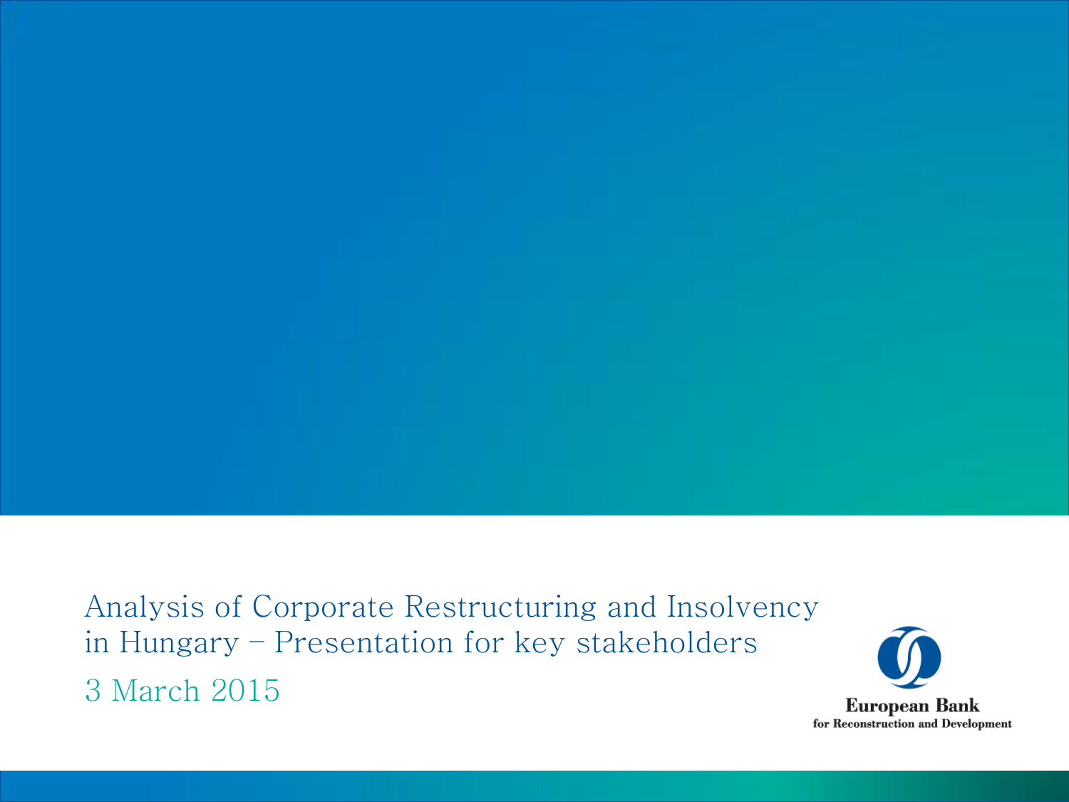# Analysis of Corporate Restructuring and Insolvency in Hungary – Presentation for key stakeholders

3 March 2015

European Bank
for Reconstruction and Development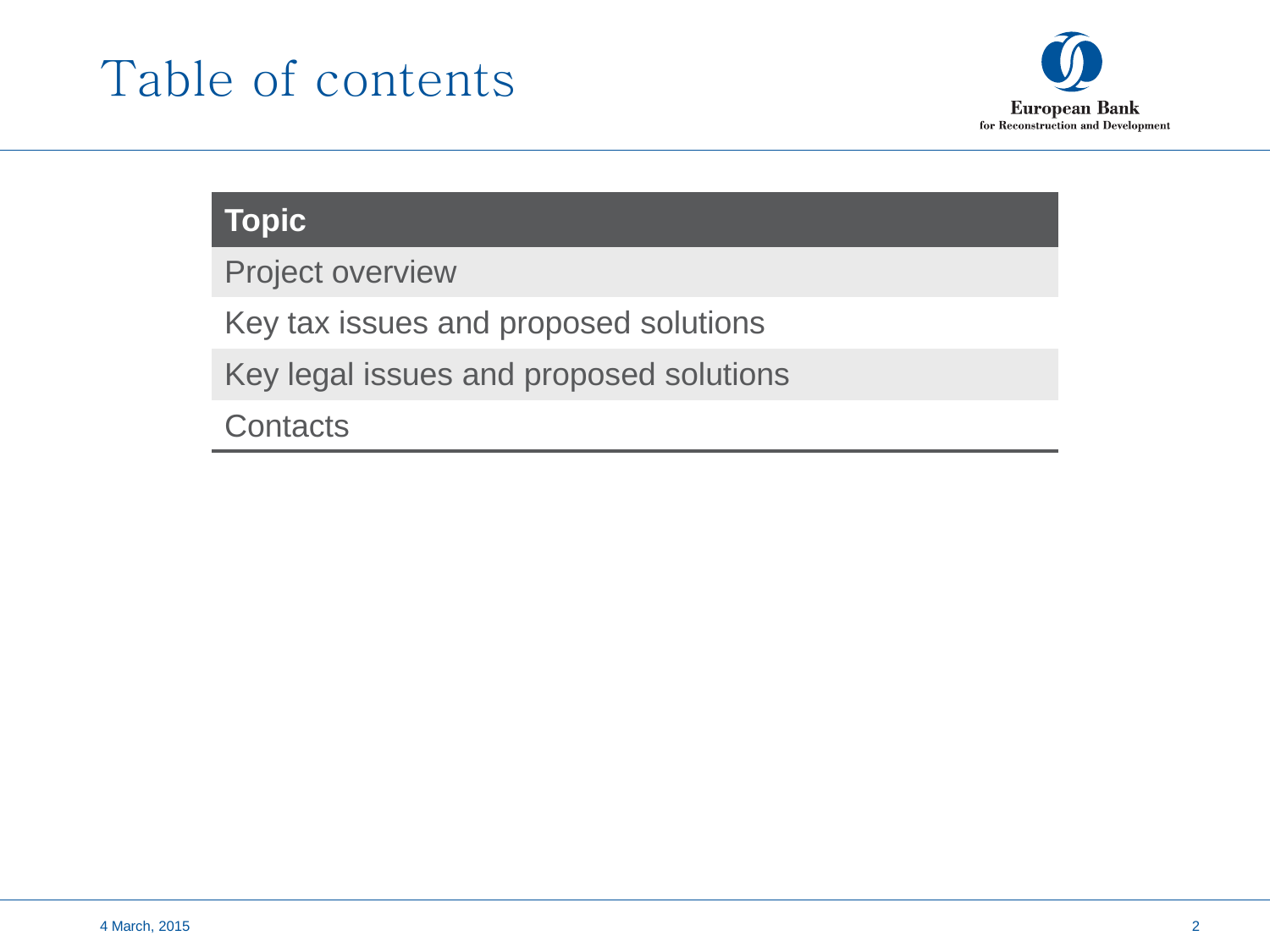# Table of contents

| Topic |
| --- |
| Project overview |
| Key tax issues and proposed solutions |
| Key legal issues and proposed solutions |
| Contacts |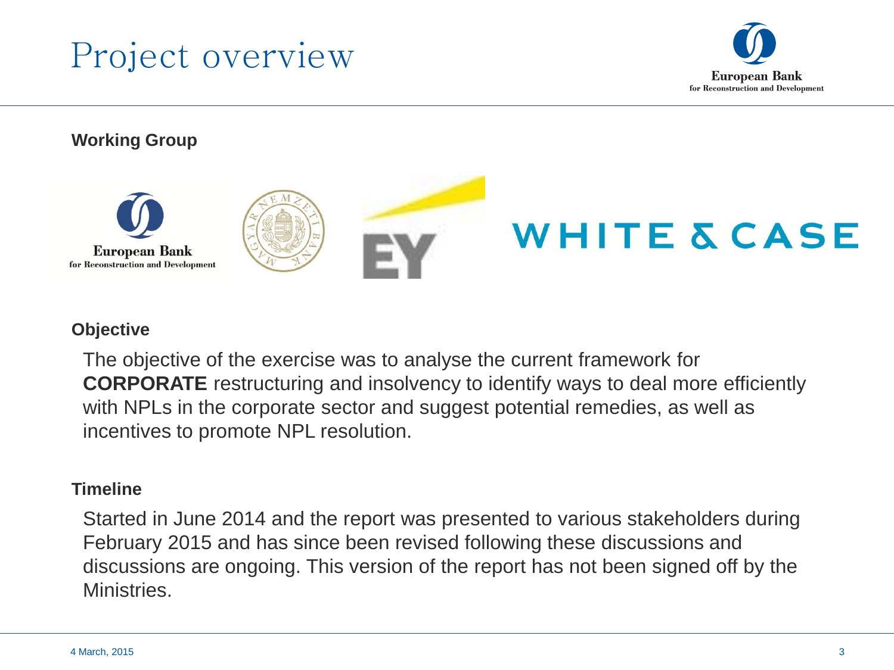# Project overview

**Working Group**

European Bank for Reconstruction and Development

WHITE & CASE

**Objective**

The objective of the exercise was to analyse the current framework for **CORPORATE** restructuring and insolvency to identify ways to deal more efficiently with NPLs in the corporate sector and suggest potential remedies, as well as incentives to promote NPL resolution.

**Timeline**

Started in June 2014 and the report was presented to various stakeholders during February 2015 and has since been revised following these discussions and discussions are ongoing. This version of the report has not been signed off by the Ministries.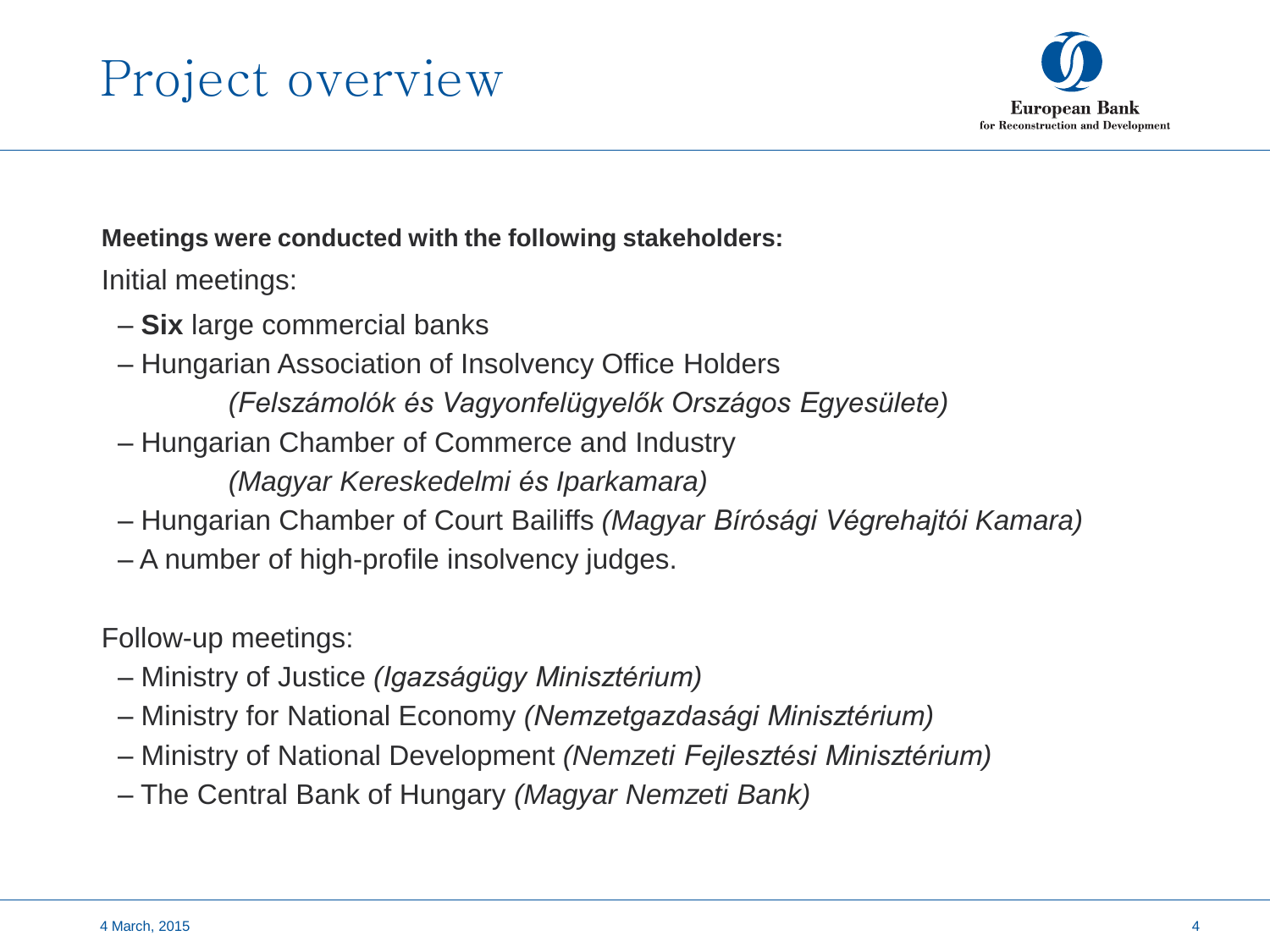# Project overview

**Meetings were conducted with the following stakeholders:**

Initial meetings:

- **Six** large commercial banks
- Hungarian Association of Insolvency Office Holders
  *(Felszámolók és Vagyonfelügyelők Országos Egyesülete)*
- Hungarian Chamber of Commerce and Industry
  *(Magyar Kereskedelmi és Iparkamara)*
- Hungarian Chamber of Court Bailiffs *(Magyar Bírósági Végrehajtói Kamara)*
- A number of high-profile insolvency judges.

Follow-up meetings:

- Ministry of Justice *(Igazságügy Minisztérium)*
- Ministry for National Economy *(Nemzetgazdasági Minisztérium)*
- Ministry of National Development *(Nemzeti Fejlesztési Minisztérium)*
- The Central Bank of Hungary *(Magyar Nemzeti Bank)*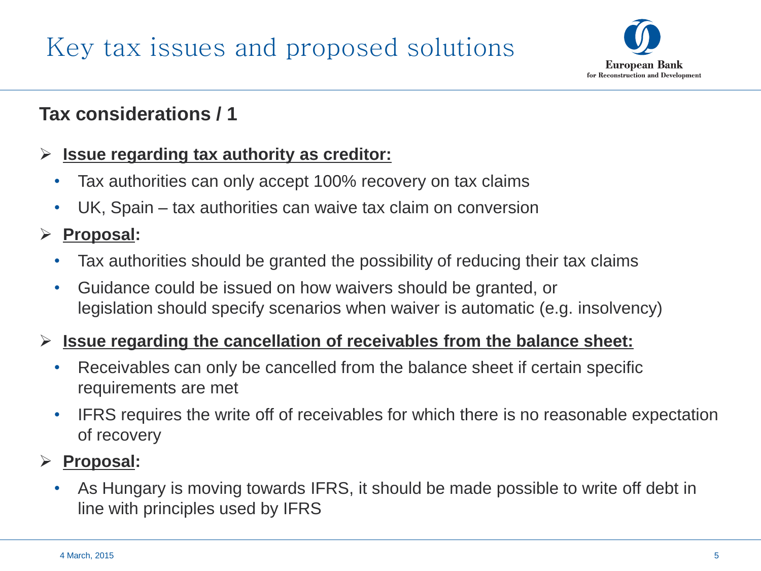# Key tax issues and proposed solutions

## Tax considerations / 1

- **Issue regarding tax authority as creditor:**
  - Tax authorities can only accept 100% recovery on tax claims
  - UK, Spain – tax authorities can waive tax claim on conversion
- **Proposal:**
  - Tax authorities should be granted the possibility of reducing their tax claims
  - Guidance could be issued on how waivers should be granted, or legislation should specify scenarios when waiver is automatic (e.g. insolvency)
- **Issue regarding the cancellation of receivables from the balance sheet:**
  - Receivables can only be cancelled from the balance sheet if certain specific requirements are met
  - IFRS requires the write off of receivables for which there is no reasonable expectation of recovery
- **Proposal:**
  - As Hungary is moving towards IFRS, it should be made possible to write off debt in line with principles used by IFRS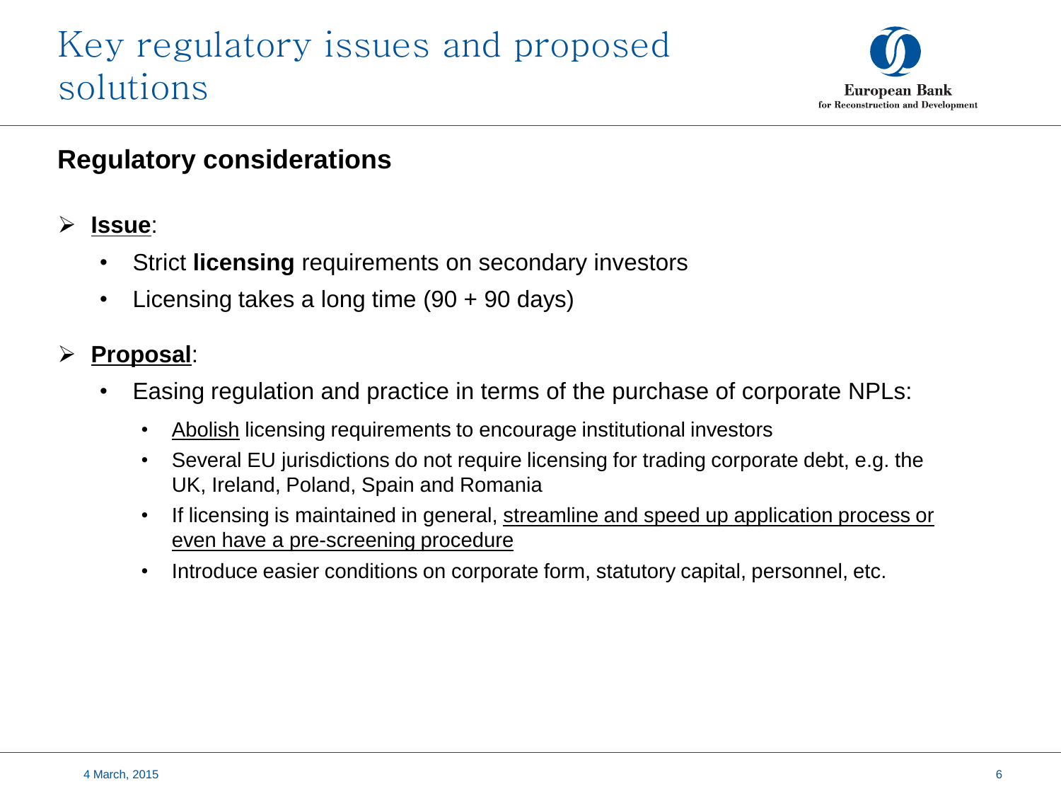# Key regulatory issues and proposed solutions

## Regulatory considerations

- **Issue**:
  - Strict **licensing** requirements on secondary investors
  - Licensing takes a long time (90 + 90 days)

- **Proposal**:
  - Easing regulation and practice in terms of the purchase of corporate NPLs:
    - Abolish licensing requirements to encourage institutional investors
    - Several EU jurisdictions do not require licensing for trading corporate debt, e.g. the UK, Ireland, Poland, Spain and Romania
    - If licensing is maintained in general, streamline and speed up application process or even have a pre-screening procedure
    - Introduce easier conditions on corporate form, statutory capital, personnel, etc.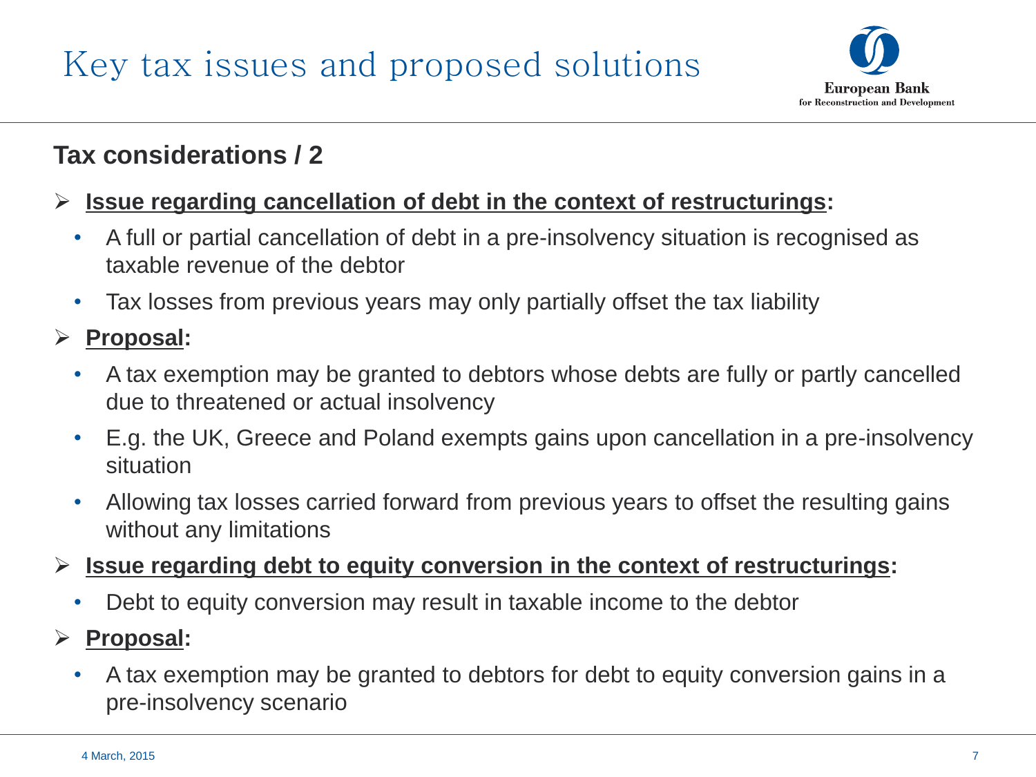# Key tax issues and proposed solutions

## Tax considerations / 2

- **Issue regarding cancellation of debt in the context of restructurings:**
  - A full or partial cancellation of debt in a pre-insolvency situation is recognised as taxable revenue of the debtor
  - Tax losses from previous years may only partially offset the tax liability
- **Proposal:**
  - A tax exemption may be granted to debtors whose debts are fully or partly cancelled due to threatened or actual insolvency
  - E.g. the UK, Greece and Poland exempts gains upon cancellation in a pre-insolvency situation
  - Allowing tax losses carried forward from previous years to offset the resulting gains without any limitations
- **Issue regarding debt to equity conversion in the context of restructurings:**
  - Debt to equity conversion may result in taxable income to the debtor
- **Proposal:**
  - A tax exemption may be granted to debtors for debt to equity conversion gains in a pre-insolvency scenario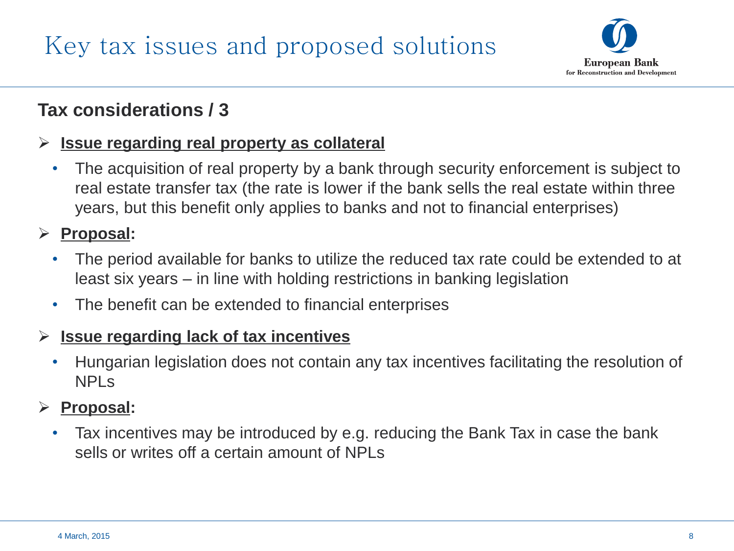# Key tax issues and proposed solutions

## Tax considerations / 3

- **Issue regarding real property as collateral**
  - The acquisition of real property by a bank through security enforcement is subject to real estate transfer tax (the rate is lower if the bank sells the real estate within three years, but this benefit only applies to banks and not to financial enterprises)
- **Proposal:**
  - The period available for banks to utilize the reduced tax rate could be extended to at least six years – in line with holding restrictions in banking legislation
  - The benefit can be extended to financial enterprises
- **Issue regarding lack of tax incentives**
  - Hungarian legislation does not contain any tax incentives facilitating the resolution of NPLs
- **Proposal:**
  - Tax incentives may be introduced by e.g. reducing the Bank Tax in case the bank sells or writes off a certain amount of NPLs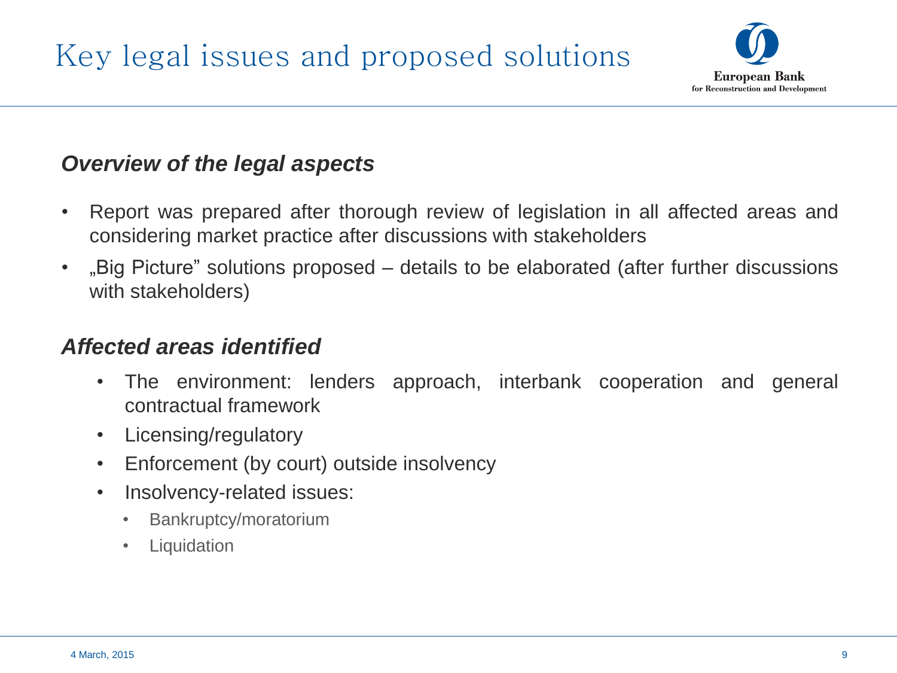# Key legal issues and proposed solutions

### *Overview of the legal aspects*

- Report was prepared after thorough review of legislation in all affected areas and considering market practice after discussions with stakeholders
- „Big Picture" solutions proposed – details to be elaborated (after further discussions with stakeholders)

### *Affected areas identified*

- The environment: lenders approach, interbank cooperation and general contractual framework
- Licensing/regulatory
- Enforcement (by court) outside insolvency
- Insolvency-related issues:
  - Bankruptcy/moratorium
  - Liquidation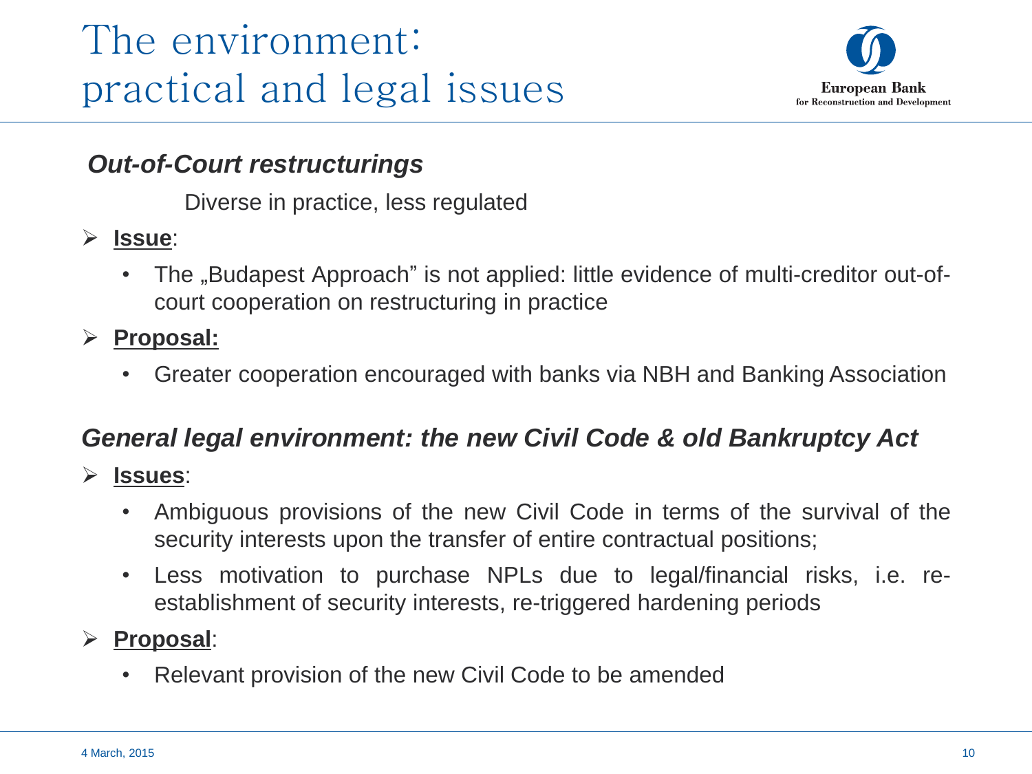# The environment: practical and legal issues

European Bank for Reconstruction and Development

### *Out-of-Court restructurings*

Diverse in practice, less regulated

- **Issue**:
  - The „Budapest Approach” is not applied: little evidence of multi-creditor out-of-court cooperation on restructuring in practice
- **Proposal:**
  - Greater cooperation encouraged with banks via NBH and Banking Association

### *General legal environment: the new Civil Code & old Bankruptcy Act*

- **Issues**:
  - Ambiguous provisions of the new Civil Code in terms of the survival of the security interests upon the transfer of entire contractual positions;
  - Less motivation to purchase NPLs due to legal/financial risks, i.e. re-establishment of security interests, re-triggered hardening periods
- **Proposal**:
  - Relevant provision of the new Civil Code to be amended

4 March, 2015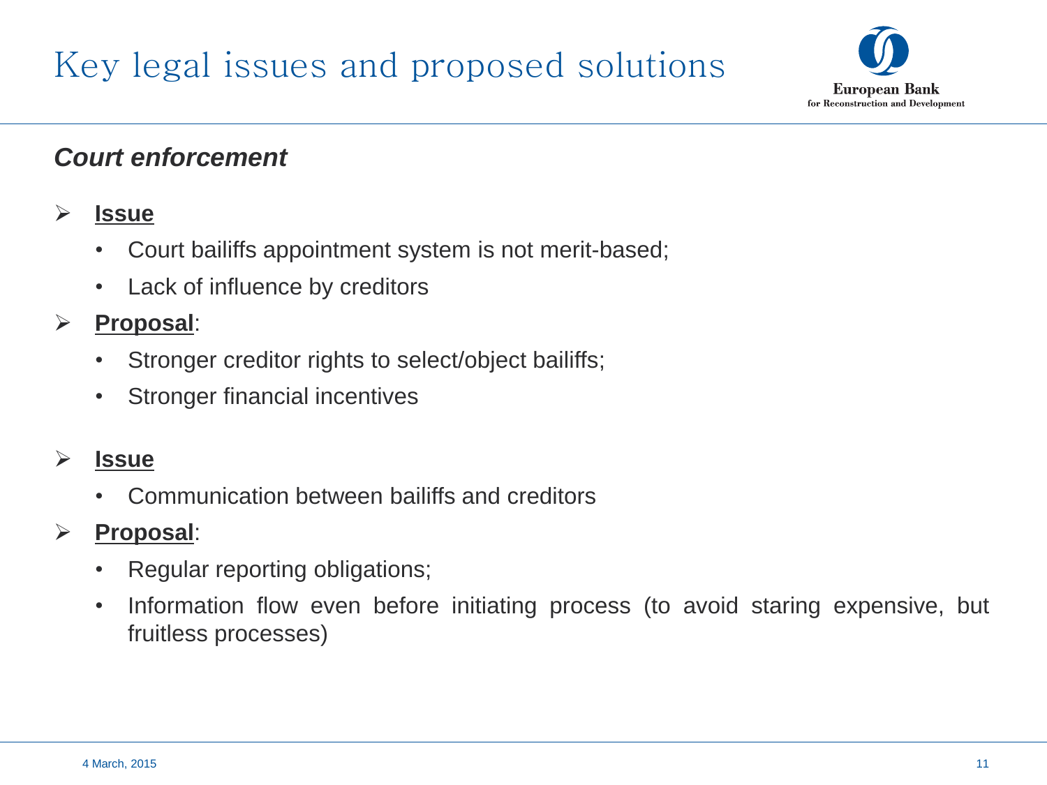# Key legal issues and proposed solutions

***Court enforcement***

- **Issue**
  - Court bailiffs appointment system is not merit-based;
  - Lack of influence by creditors
- **Proposal**:
  - Stronger creditor rights to select/object bailiffs;
  - Stronger financial incentives

- **Issue**
  - Communication between bailiffs and creditors
- **Proposal**:
  - Regular reporting obligations;
  - Information flow even before initiating process (to avoid staring expensive, but fruitless processes)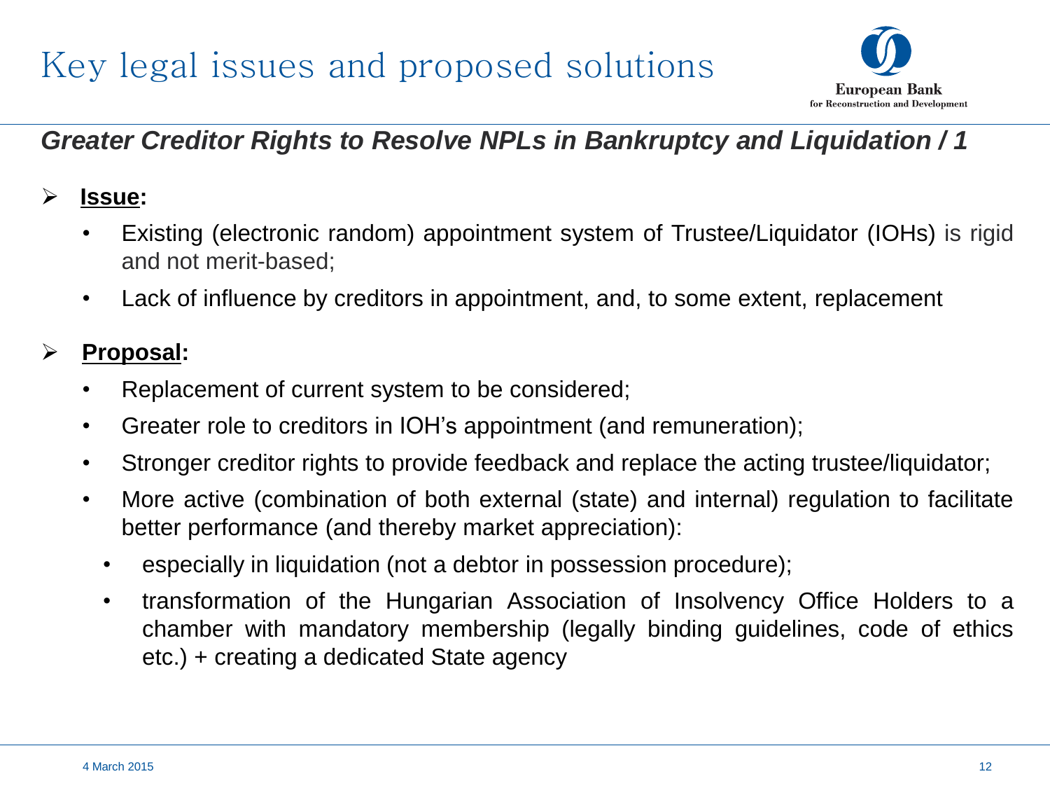# Key legal issues and proposed solutions

## *Greater Creditor Rights to Resolve NPLs in Bankruptcy and Liquidation / 1*

- **Issue:**
  - Existing (electronic random) appointment system of Trustee/Liquidator (IOHs) is rigid and not merit-based;
  - Lack of influence by creditors in appointment, and, to some extent, replacement

- **Proposal:**
  - Replacement of current system to be considered;
  - Greater role to creditors in IOH's appointment (and remuneration);
  - Stronger creditor rights to provide feedback and replace the acting trustee/liquidator;
  - More active (combination of both external (state) and internal) regulation to facilitate better performance (and thereby market appreciation):
    - especially in liquidation (not a debtor in possession procedure);
    - transformation of the Hungarian Association of Insolvency Office Holders to a chamber with mandatory membership (legally binding guidelines, code of ethics etc.) + creating a dedicated State agency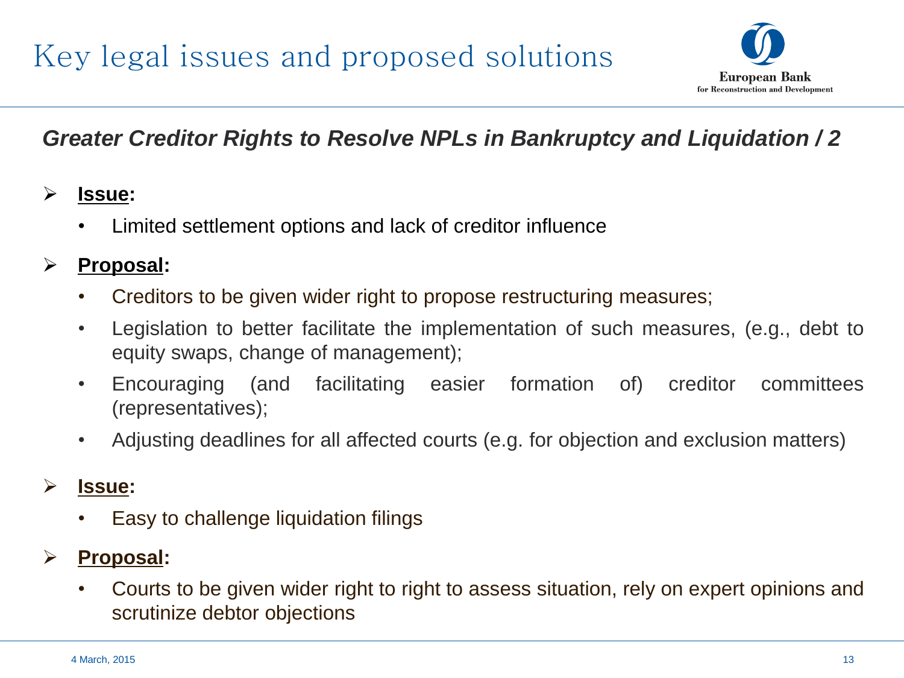# Key legal issues and proposed solutions

## *Greater Creditor Rights to Resolve NPLs in Bankruptcy and Liquidation / 2*

- **Issue:**
  - Limited settlement options and lack of creditor influence
- **Proposal:**
  - Creditors to be given wider right to propose restructuring measures;
  - Legislation to better facilitate the implementation of such measures, (e.g., debt to equity swaps, change of management);
  - Encouraging (and facilitating easier formation of) creditor committees (representatives);
  - Adjusting deadlines for all affected courts (e.g. for objection and exclusion matters)
- **Issue:**
  - Easy to challenge liquidation filings
- **Proposal:**
  - Courts to be given wider right to right to assess situation, rely on expert opinions and scrutinize debtor objections

4 March, 2015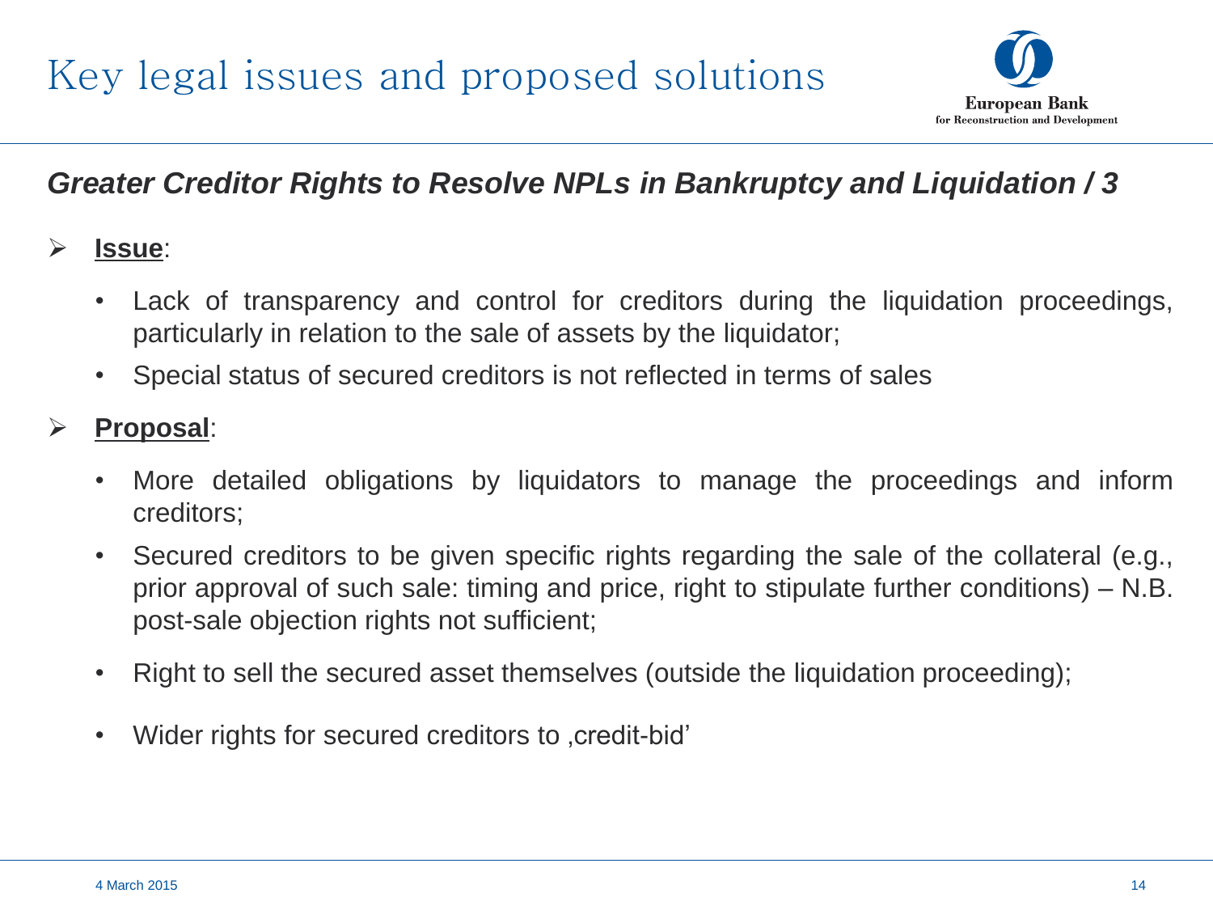# Key legal issues and proposed solutions

### *Greater Creditor Rights to Resolve NPLs in Bankruptcy and Liquidation / 3*

- **Issue**:
  - Lack of transparency and control for creditors during the liquidation proceedings, particularly in relation to the sale of assets by the liquidator;
  - Special status of secured creditors is not reflected in terms of sales
- **Proposal**:
  - More detailed obligations by liquidators to manage the proceedings and inform creditors;
  - Secured creditors to be given specific rights regarding the sale of the collateral (e.g., prior approval of such sale: timing and price, right to stipulate further conditions) – N.B. post-sale objection rights not sufficient;
  - Right to sell the secured asset themselves (outside the liquidation proceeding);
  - Wider rights for secured creditors to ‚credit-bid’

4 March 2015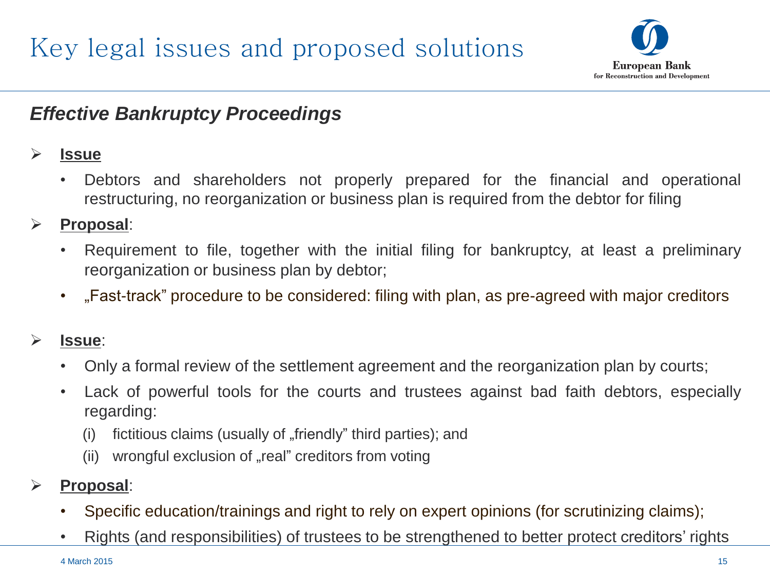# Key legal issues and proposed solutions

## *Effective Bankruptcy Proceedings*

- **Issue**
  - Debtors and shareholders not properly prepared for the financial and operational restructuring, no reorganization or business plan is required from the debtor for filing
- **Proposal**:
  - Requirement to file, together with the initial filing for bankruptcy, at least a preliminary reorganization or business plan by debtor;
  - „Fast-track" procedure to be considered: filing with plan, as pre-agreed with major creditors
- **Issue**:
  - Only a formal review of the settlement agreement and the reorganization plan by courts;
  - Lack of powerful tools for the courts and trustees against bad faith debtors, especially regarding:
    - (i) fictitious claims (usually of „friendly" third parties); and
    - (ii) wrongful exclusion of „real" creditors from voting
- **Proposal**:
  - Specific education/trainings and right to rely on expert opinions (for scrutinizing claims);
  - Rights (and responsibilities) of trustees to be strengthened to better protect creditors' rights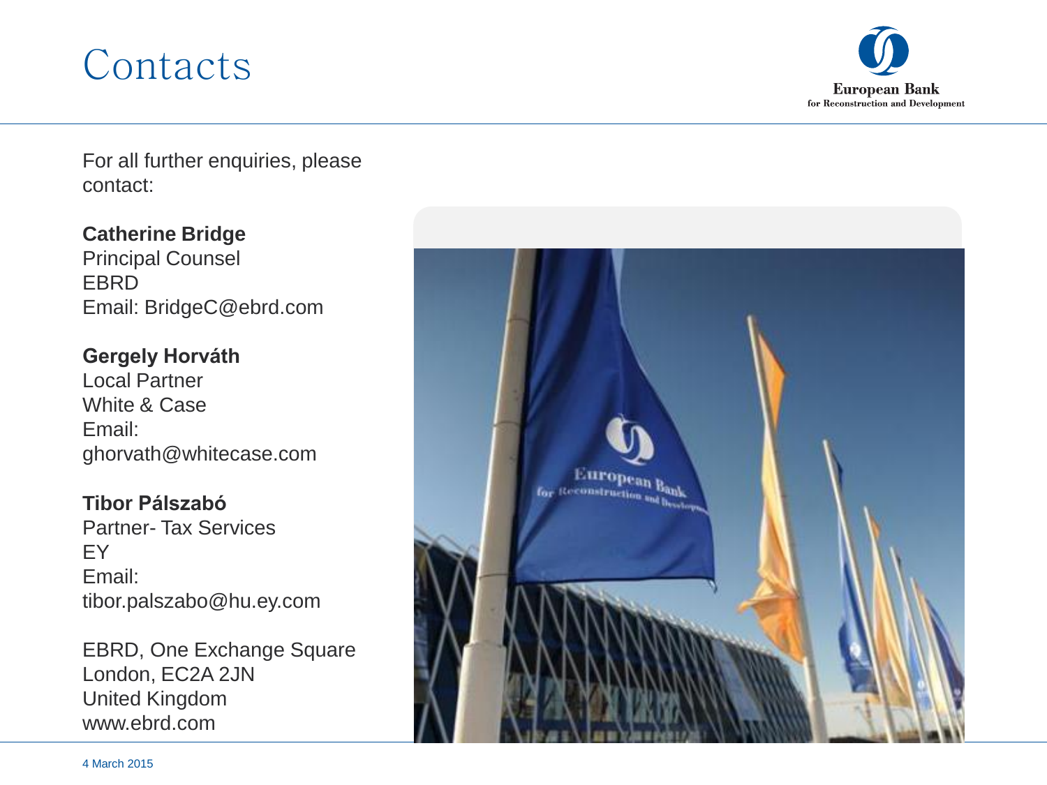# Contacts

For all further enquiries, please contact:

**Catherine Bridge**
Principal Counsel
EBRD
Email: BridgeC@ebrd.com

**Gergely Horváth**
Local Partner
White & Case
Email:
ghorvath@whitecase.com

**Tibor Pálszabó**
Partner- Tax Services
EY
Email:
tibor.palszabo@hu.ey.com

EBRD, One Exchange Square
London, EC2A 2JN
United Kingdom
www.ebrd.com

4 March 2015